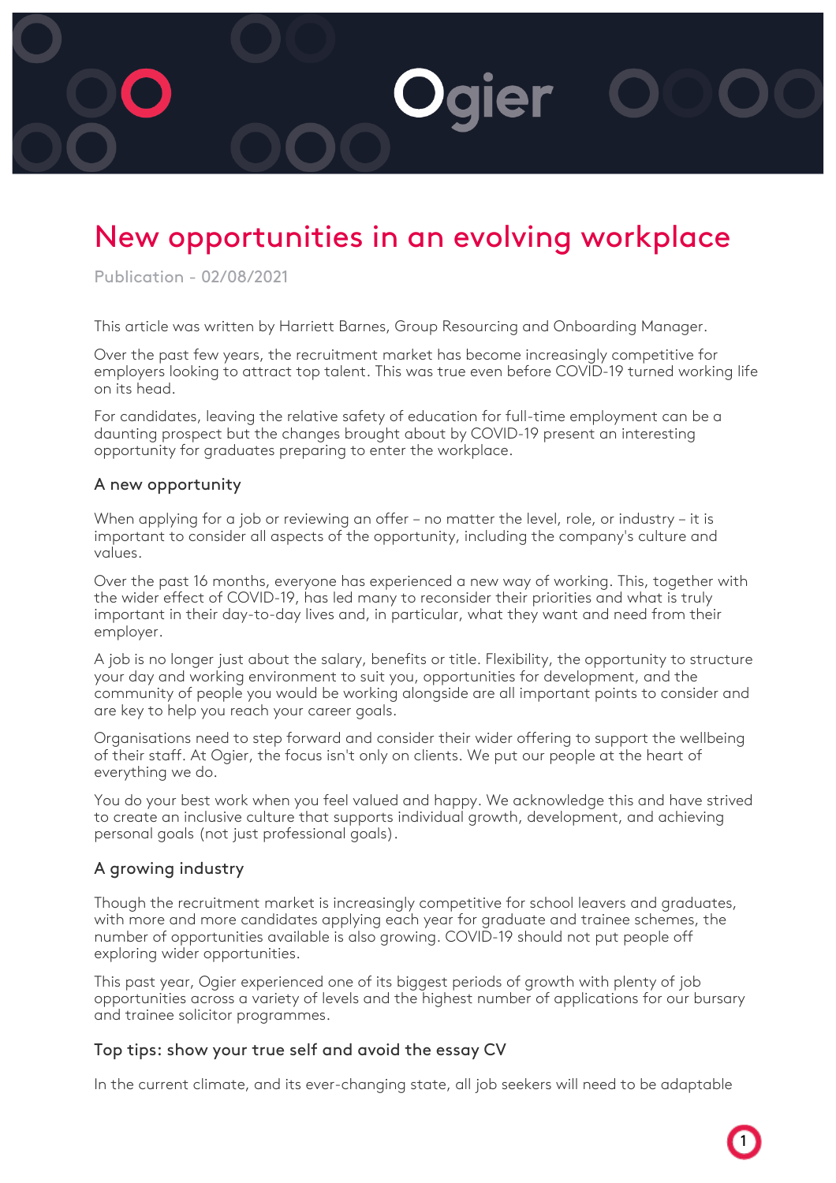# New opportunities in an evolving workplace

Publication - 02/08/2021

This article was written by Harriett Barnes, Group Resourcing and Onboarding Manager.

Over the past few years, the recruitment market has become increasingly competitive for employers looking to attract top talent. This was true even before COVID-19 turned working life on its head.

For candidates, leaving the relative safety of education for full-time employment can be a daunting prospect but the changes brought about by COVID-19 present an interesting opportunity for graduates preparing to enter the workplace.

## A new opportunity

When applying for a job or reviewing an offer – no matter the level, role, or industry – it is important to consider all aspects of the opportunity, including the company's culture and values.

Over the past 16 months, everyone has experienced a new way of working. This, together with the wider effect of COVID-19, has led many to reconsider their priorities and what is truly important in their day-to-day lives and, in particular, what they want and need from their employer.

A job is no longer just about the salary, benefits or title. Flexibility, the opportunity to structure your day and working environment to suit you, opportunities for development, and the community of people you would be working alongside are all important points to consider and are key to help you reach your career goals.

Organisations need to step forward and consider their wider offering to support the wellbeing of their staff. At Ogier, the focus isn't only on clients. We put our people at the heart of everything we do.

You do your best work when you feel valued and happy. We acknowledge this and have strived to create an inclusive culture that supports individual growth, development, and achieving personal goals (not just professional goals).

## A growing industry

Though the recruitment market is increasingly competitive for school leavers and graduates, with more and more candidates applying each year for graduate and trainee schemes, the number of opportunities available is also growing. COVID-19 should not put people off exploring wider opportunities.

This past year, Ogier experienced one of its biggest periods of growth with plenty of job opportunities across a variety of levels and the highest number of applications for our bursary and trainee solicitor programmes.

## Top tips: show your true self and avoid the essay CV

In the current climate, and its ever-changing state, all job seekers will need to be adaptable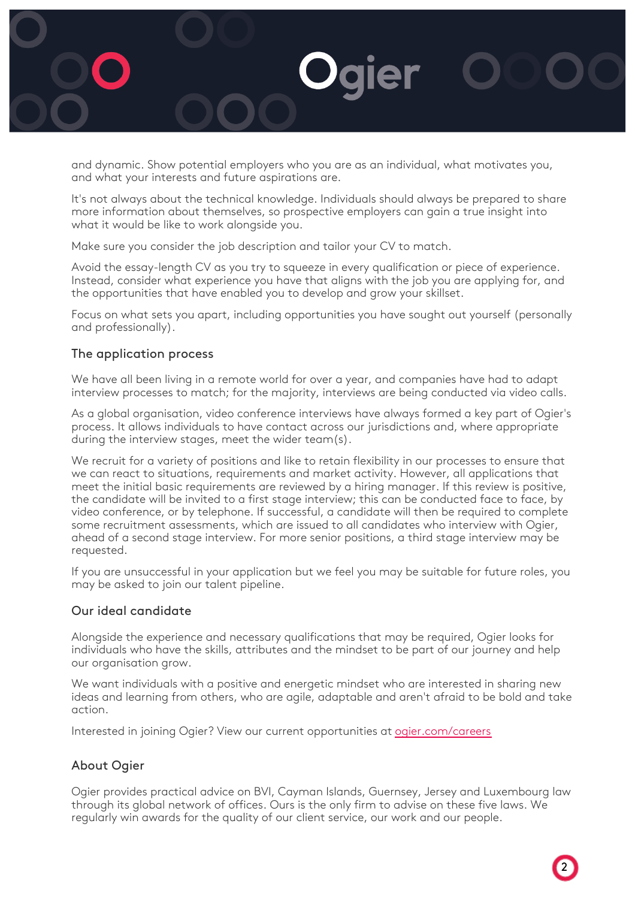and dynamic. Show potential employers who you are as an individual, what motivates you, and what your interests and future aspirations are.

It's not always about the technical knowledge. Individuals should always be prepared to share more information about themselves, so prospective employers can gain a true insight into what it would be like to work alongside you.

Make sure you consider the job description and tailor your CV to match.

Avoid the essay-length CV as you try to squeeze in every qualification or piece of experience. Instead, consider what experience you have that aligns with the job you are applying for, and the opportunities that have enabled you to develop and grow your skillset.

Focus on what sets you apart, including opportunities you have sought out yourself (personally and professionally).

## The application process

We have all been living in a remote world for over a year, and companies have had to adapt interview processes to match; for the majority, interviews are being conducted via video calls.

As a global organisation, video conference interviews have always formed a key part of Ogier's process. It allows individuals to have contact across our jurisdictions and, where appropriate during the interview stages, meet the wider team(s).

We recruit for a variety of positions and like to retain flexibility in our processes to ensure that we can react to situations, requirements and market activity. However, all applications that meet the initial basic requirements are reviewed by a hiring manager. If this review is positive, the candidate will be invited to a first stage interview; this can be conducted face to face, by video conference, or by telephone. If successful, a candidate will then be required to complete some recruitment assessments, which are issued to all candidates who interview with Ogier, ahead of a second stage interview. For more senior positions, a third stage interview may be requested.

If you are unsuccessful in your application but we feel you may be suitable for future roles, you may be asked to join our talent pipeline.

## Our ideal candidate

Alongside the experience and necessary qualifications that may be required, Ogier looks for individuals who have the skills, attributes and the mindset to be part of our journey and help our organisation grow.

We want individuals with a positive and energetic mindset who are interested in sharing new ideas and learning from others, who are agile, adaptable and aren't afraid to be bold and take action.

Interested in joining Ogier? View our current opportunities at [ogier.com/careers](ogier.com/careers)

## About Ogier

Ogier provides practical advice on BVI, Cayman Islands, Guernsey, Jersey and Luxembourg law through its global network of offices. Ours is the only firm to advise on these five laws. We regularly win awards for the quality of our client service, our work and our people.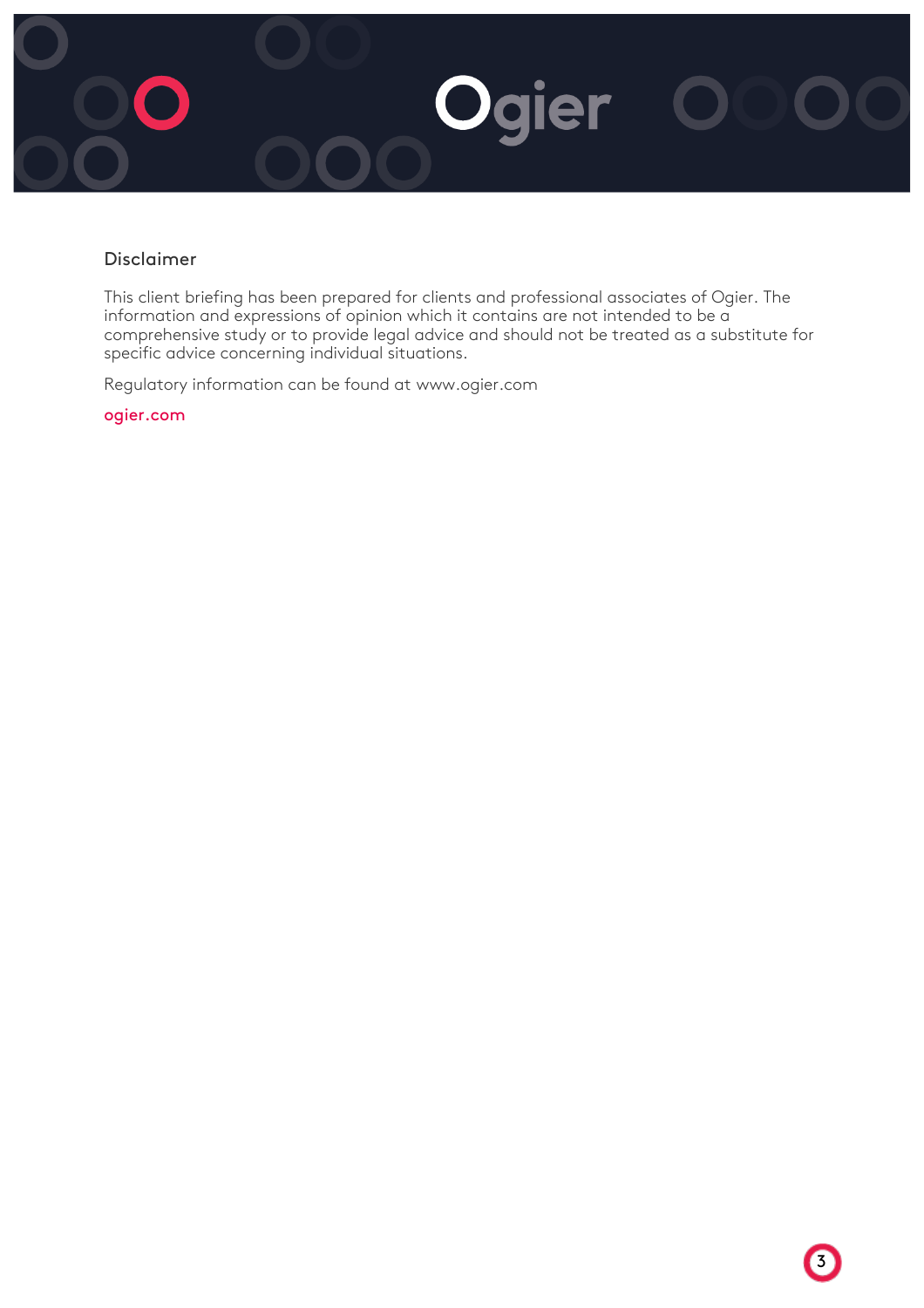## Disclaimer

This client briefing has been prepared for clients and professional associates of Ogier. The information and expressions of opinion which it contains are not intended to be a comprehensive study or to provide legal advice and should not be treated as a substitute for specific advice concerning individual situations.

Regulatory information can be found at www.ogier.com

ogier.com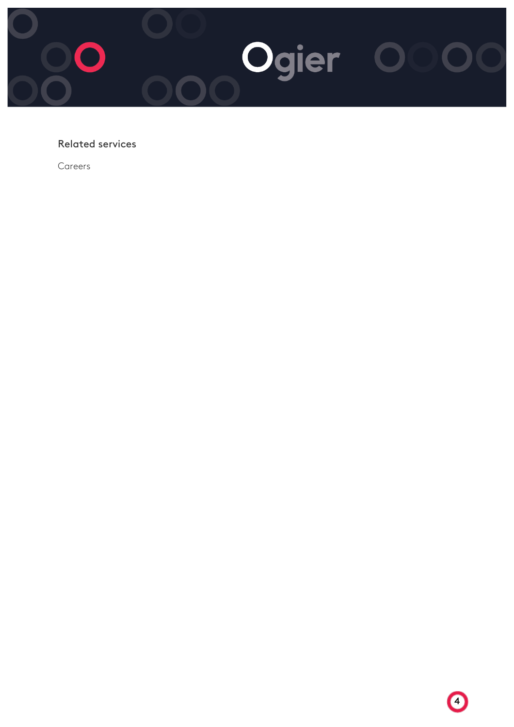### Related services

Careers